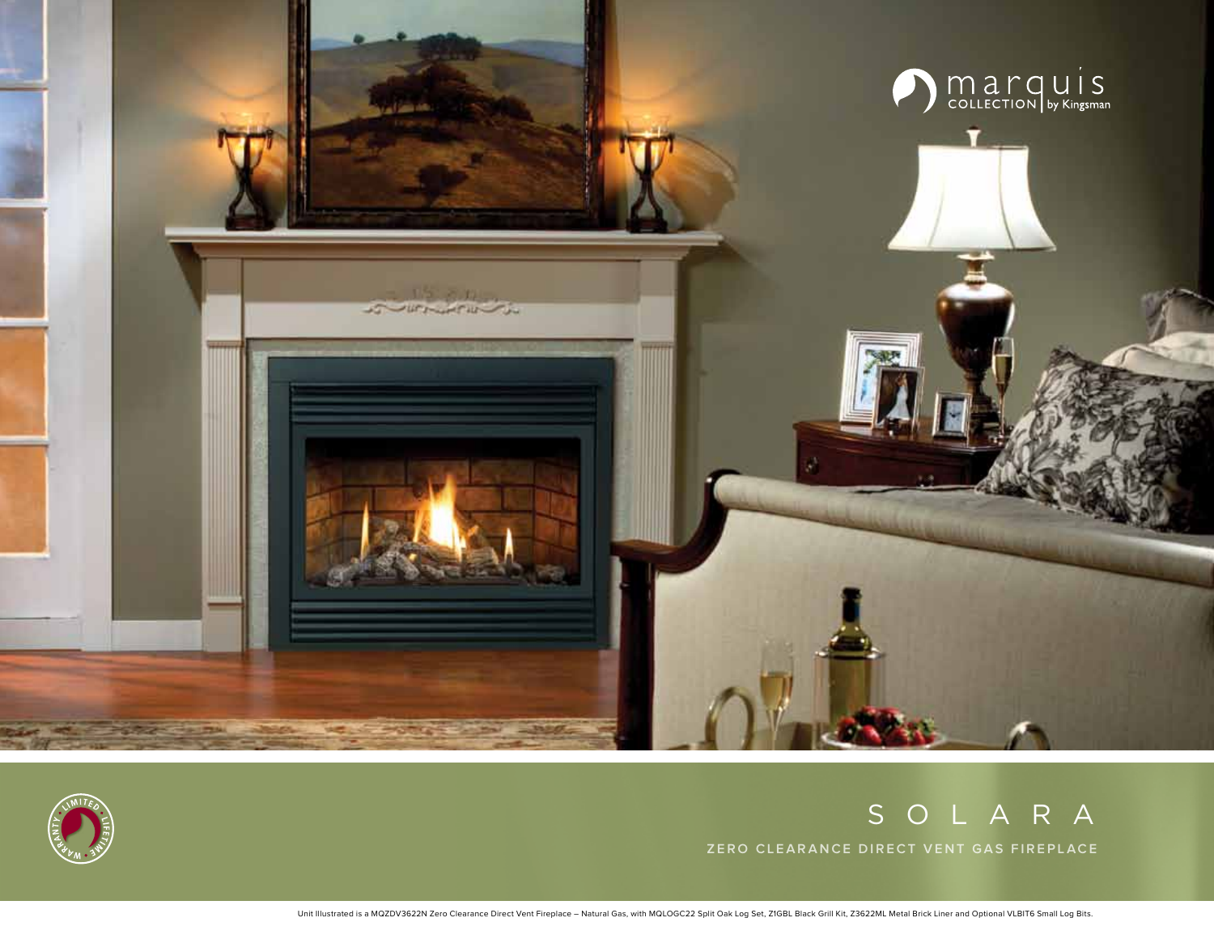marquis COLLECTION | by Kingsman

LIMITED • LIFETIME • WARRANTY •

# SOLARA

## ZERO CLEARANCE DIRECT VENT GAS FIREPLACE

Unit Illustrated is a MQZDV3622N Zero Clearance Direct Vent Fireplace – Natural Gas, with MQLOGC22 Split Oak Log Set, Z1GBL Black Grill Kit, Z3622ML Metal Brick Liner and Optional VLBIT6 Small Log Bits.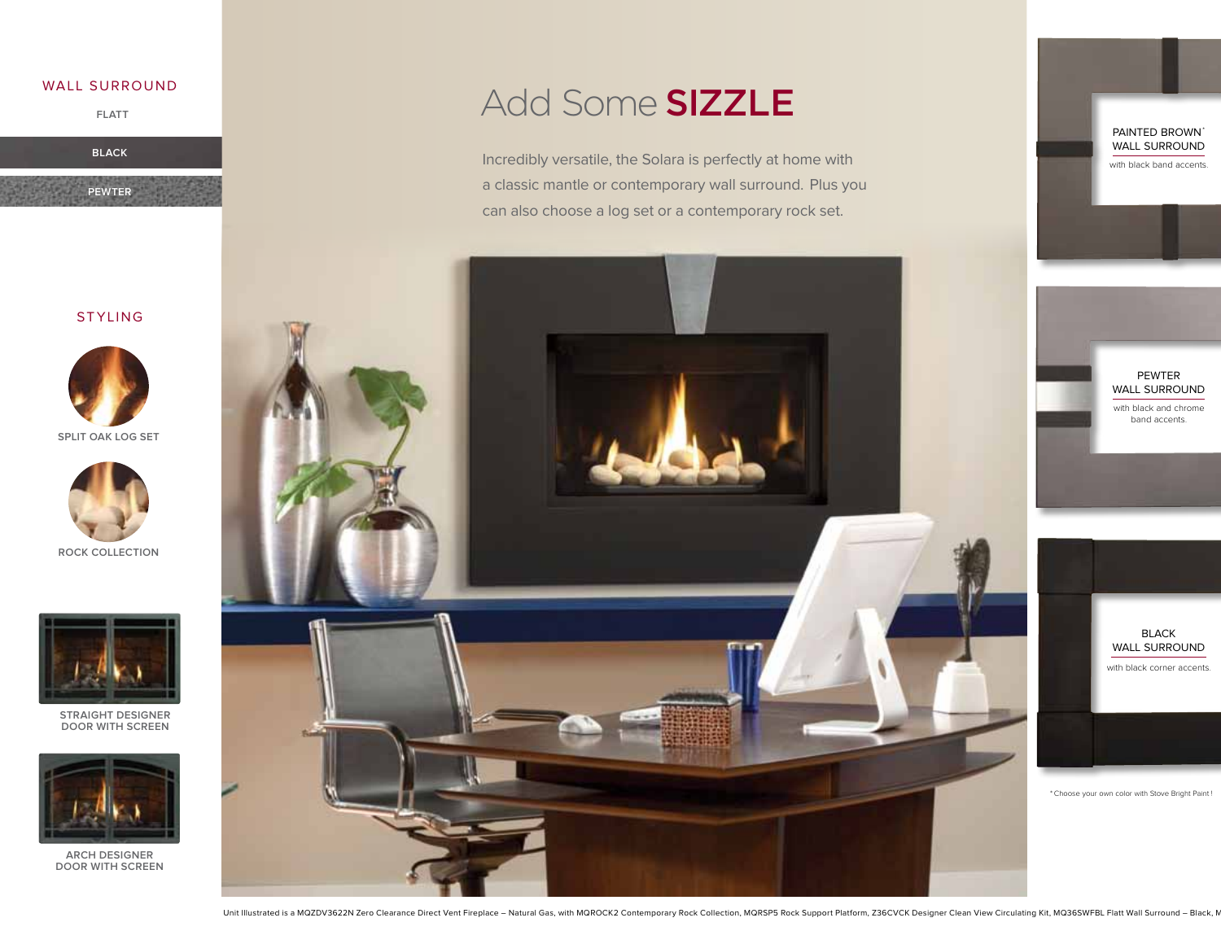## WALL SURROUND

FLATT

BLACK

PEWTER

## STYLING

SPLIT OAK LOG SET

ROCK COLLECTION

STRAIGHT DESIGNER DOOR WITH SCREEN

ARCH DESIGNER DOOR WITH SCREEN

# Add Some **SIZZLE**

Incredibly versatile, the Solara is perfectly at home with a classic mantle or contemporary wall surround. Plus you can also choose a log set or a contemporary rock set.

PAINTED BROWN* WALL SURROUND

with black band accents.

PEWTER WALL SURROUND

with black and chrome band accents.

BLACK WALL SURROUND

with black corner accents.

*Choose your own color with Stove Bright Paint!

Unit Illustrated is a MQZDV3622N Zero Clearance Direct Vent Fireplace – Natural Gas, with MQROCK2 Contemporary Rock Collection, MQRSP5 Rock Support Platform, Z36CVCK Designer Clean View Circulating Kit, MQ36SWFBL Flatt Wall Surround – Black, M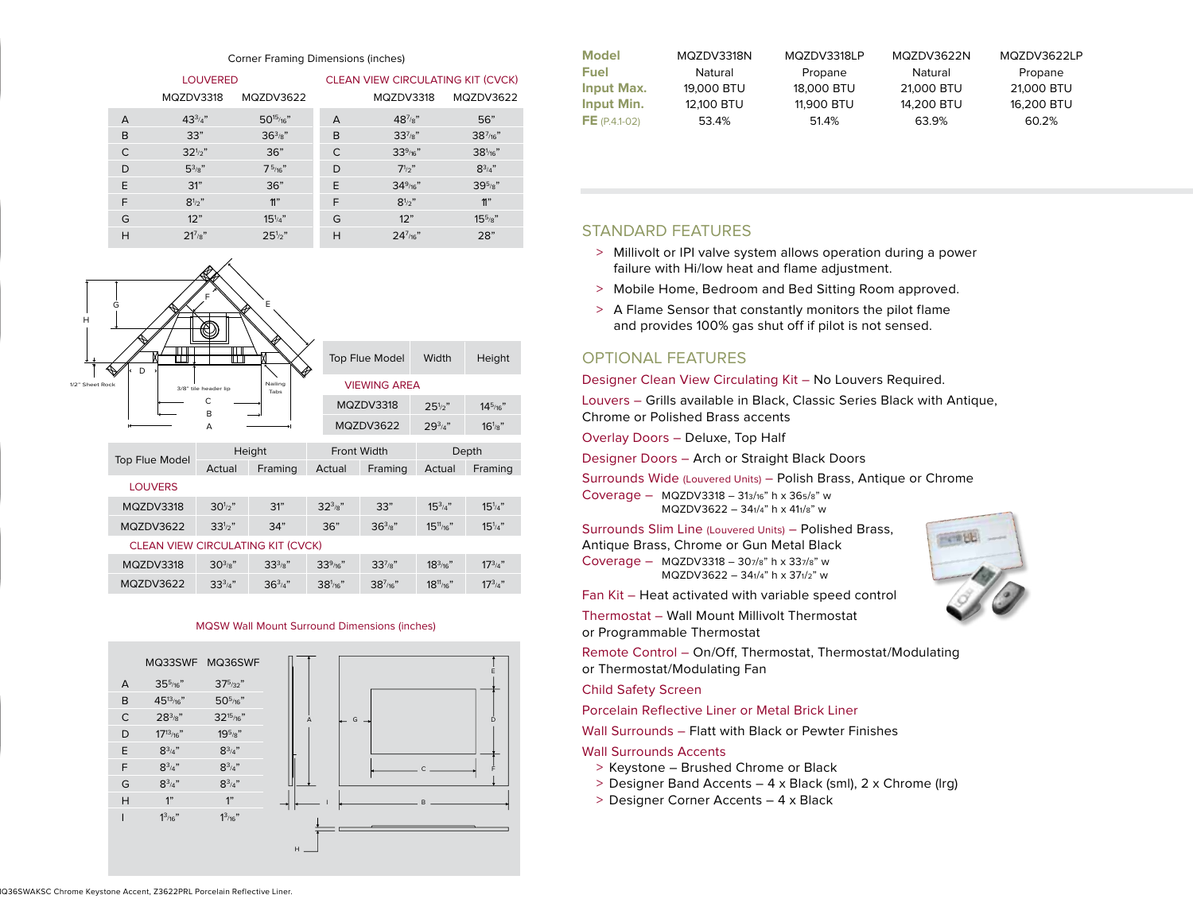Corner Framing Dimensions (inches)

| | LOUVERED | | | CLEAN VIEW CIRCULATING KIT (CVCK) | |
|---|---|---|---|---|---|
| | MQZDV3318 | MQZDV3622 | | MQZDV3318 | MQZDV3622 |
| A | 43 3/4" | 50 15/16" | A | 48 7/8" | 56" |
| B | 33" | 36 3/8" | B | 33 7/8" | 38 7/16" |
| C | 32 1/2" | 36" | C | 33 9/16" | 38 1/16" |
| D | 5 3/8" | 7 5/16" | D | 7 1/2" | 8 3/4" |
| E | 31" | 36" | E | 34 9/16" | 39 5/8" |
| F | 8 1/2" | 11" | F | 8 1/2" | 11" |
| G | 12" | 15 1/4" | G | 12" | 15 5/8" |
| H | 21 7/8" | 25 1/2" | H | 24 7/16" | 28" |

1/2" Sheet Rock — 3/8" tile header lip — Nailing Tabs

| Top Flue Model | Width | Height |
|---|---|---|
| VIEWING AREA | | |
| MQZDV3318 | 25 1/2" | 14 5/16" |
| MQZDV3622 | 29 3/4" | 16 1/8" |

| Top Flue Model | Height | | Front Width | | Depth | |
|---|---|---|---|---|---|---|
| | Actual | Framing | Actual | Framing | Actual | Framing |
| LOUVERS | | | | | | |
| MQZDV3318 | 30 1/2" | 31" | 32 3/8" | 33" | 15 3/4" | 15 1/4" |
| MQZDV3622 | 33 1/2" | 34" | 36" | 36 3/8" | 15 11/16" | 15 1/4" |
| CLEAN VIEW CIRCULATING KIT (CVCK) | | | | | | |
| MQZDV3318 | 30 3/8" | 33 3/8" | 33 9/16" | 33 7/8" | 18 3/16" | 17 3/4" |
| MQZDV3622 | 33 3/4" | 36 3/4" | 38 1/16" | 38 7/16" | 18 11/16" | 17 3/4" |

MQSW Wall Mount Surround Dimensions (inches)

| | MQ33SWF | MQ36SWF |
|---|---|---|
| A | 35 5/16" | 37 5/32" |
| B | 45 13/16" | 50 5/16" |
| C | 28 3/8" | 32 15/16" |
| D | 17 13/16" | 19 5/8" |
| E | 8 3/4" | 8 3/4" |
| F | 8 3/4" | 8 3/4" |
| G | 8 3/4" | 8 3/4" |
| H | 1" | 1" |
| I | 1 3/16" | 1 3/16" |

Q36SWAKSC Chrome Keystone Accent, Z3622PRL Porcelain Reflective Liner.

| Model | MQZDV3318N | MQZDV3318LP | MQZDV3622N | MQZDV3622LP |
|---|---|---|---|---|
| Fuel | Natural | Propane | Natural | Propane |
| Input Max. | 19,000 BTU | 18,000 BTU | 21,000 BTU | 21,000 BTU |
| Input Min. | 12,100 BTU | 11,900 BTU | 14,200 BTU | 16,200 BTU |
| FE (P.4.1-02) | 53.4% | 51.4% | 63.9% | 60.2% |

## STANDARD FEATURES

- Millivolt or IPI valve system allows operation during a power failure with Hi/low heat and flame adjustment.
- Mobile Home, Bedroom and Bed Sitting Room approved.
- A Flame Sensor that constantly monitors the pilot flame and provides 100% gas shut off if pilot is not sensed.

## OPTIONAL FEATURES

Designer Clean View Circulating Kit – No Louvers Required.

Louvers – Grills available in Black, Classic Series Black with Antique, Chrome or Polished Brass accents

Overlay Doors – Deluxe, Top Half

Designer Doors – Arch or Straight Black Doors

Surrounds Wide (Louvered Units) – Polish Brass, Antique or Chrome

Coverage – MQZDV3318 – 31 3/16" h x 36 5/8" w
MQZDV3622 – 34 1/4" h x 41 1/8" w

Surrounds Slim Line (Louvered Units) – Polished Brass, Antique Brass, Chrome or Gun Metal Black

Coverage – MQZDV3318 – 30 7/8" h x 33 7/8" w
MQZDV3622 – 34 1/4" h x 37 1/2" w

Fan Kit – Heat activated with variable speed control

Thermostat – Wall Mount Millivolt Thermostat or Programmable Thermostat

Remote Control – On/Off, Thermostat, Thermostat/Modulating or Thermostat/Modulating Fan

Child Safety Screen

Porcelain Reflective Liner or Metal Brick Liner

Wall Surrounds – Flat with Black or Pewter Finishes

Wall Surrounds Accents

- Keystone – Brushed Chrome or Black
- Designer Band Accents – 4 x Black (sml), 2 x Chrome (lrg)
- Designer Corner Accents – 4 x Black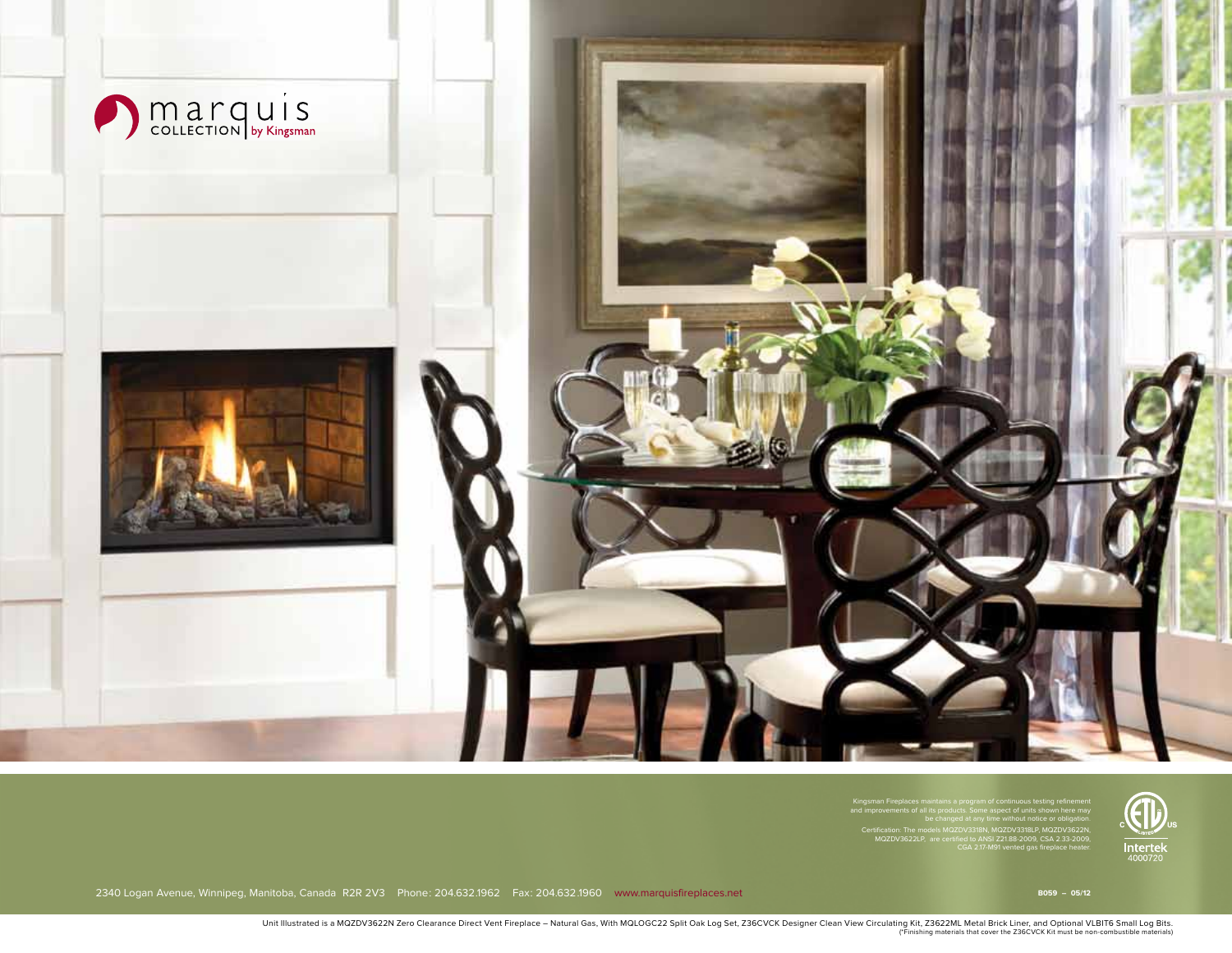marquis COLLECTION | by Kingsman

Kingsman Fireplaces maintains a program of continuous testing refinement and improvements of all its products. Some aspect of units shown here may be changed at any time without notice or obligation.

Certification: The models MQZDV3318N, MQZDV3318LP, MQZDV3622N, MQZDV3622LP, are certified to ANSI Z21.88-2009, CSA 2.33-2009, CGA 2.17-M91 vented gas fireplace heater.

Intertek 4000720

2340 Logan Avenue, Winnipeg, Manitoba, Canada R2R 2V3 Phone: 204.632.1962 Fax: 204.632.1960 www.marquisfireplaces.net

B059 – 05/12

Unit Illustrated is a MQZDV3622N Zero Clearance Direct Vent Fireplace – Natural Gas, With MQLOGC22 Split Oak Log Set, Z36CVCK Designer Clean View Circulating Kit, Z3622ML Metal Brick Liner, and Optional VLBIT6 Small Log Bits.
(*Finishing materials that cover the Z36CVCK Kit must be non-combustible materials)